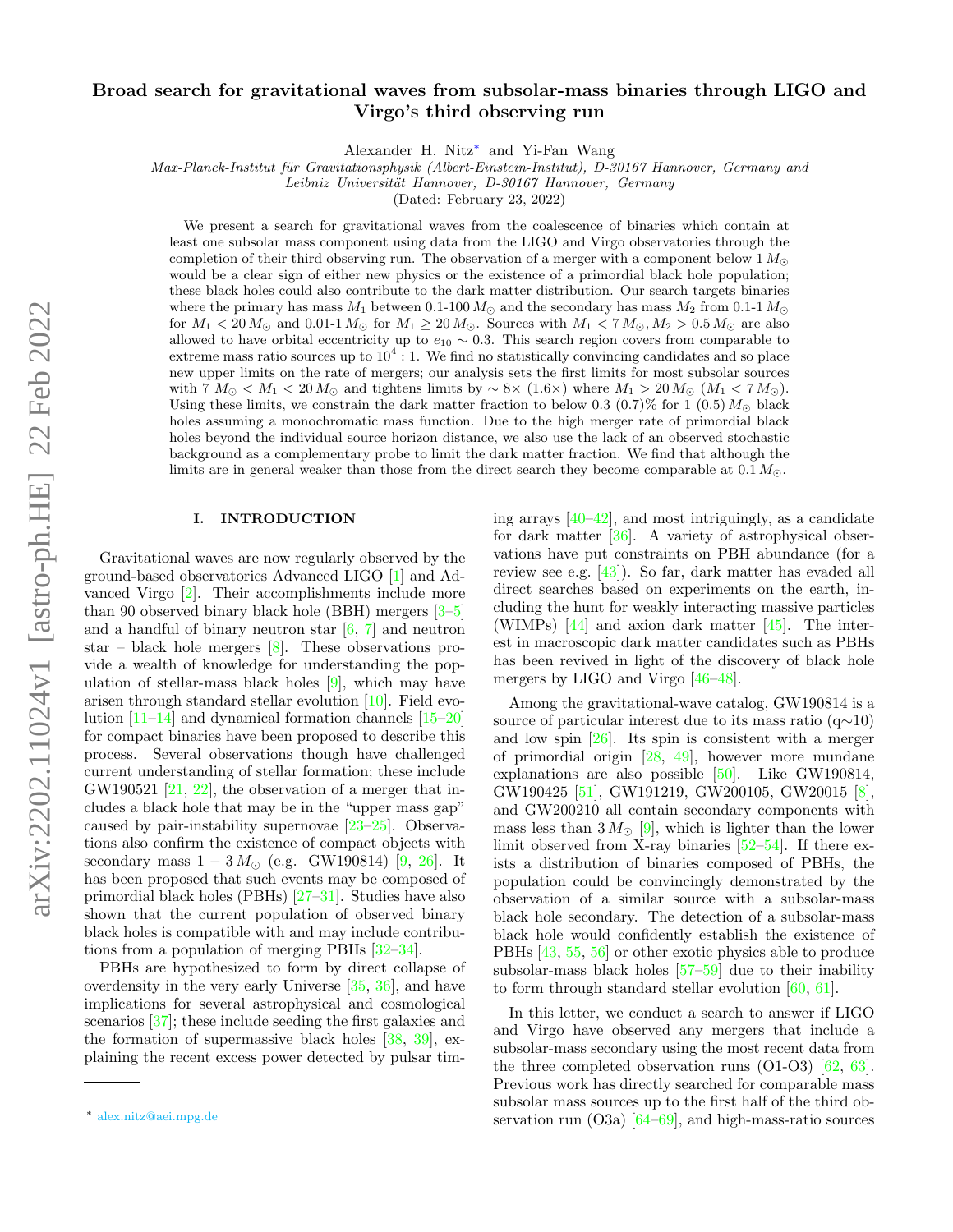# Broad search for gravitational waves from subsolar-mass binaries through LIGO and Virgo's third observing run

Alexander H. Nitz* and Yi-Fan Wang

*Max-Planck-Institut für Gravitationsphysik (Albert-Einstein-Institut), D-30167 Hannover, Germany and Leibniz Universität Hannover, D-30167 Hannover, Germany*

(Dated: February 23, 2022)

We present a search for gravitational waves from the coalescence of binaries which contain at least one subsolar mass component using data from the LIGO and Virgo observatories through the completion of their third observing run. The observation of a merger with a component below $1\,M_{\odot}$ would be a clear sign of either new physics or the existence of a primordial black hole population; these black holes could also contribute to the dark matter distribution. Our search targets binaries where the primary has mass $M_1$ between 0.1-100 $M_{\odot}$ and the secondary has mass $M_2$ from 0.1-1 $M_{\odot}$ for $M_1 < 20\,M_{\odot}$ and 0.01-1 $M_{\odot}$ for $M_1 \geq 20\,M_{\odot}$. Sources with $M_1 < 7\,M_{\odot}, M_2 > 0.5\,M_{\odot}$ are also allowed to have orbital eccentricity up to $e_{10} \sim 0.3$. This search region covers from comparable to extreme mass ratio sources up to $10^4 : 1$. We find no statistically convincing candidates and so place new upper limits on the rate of mergers; our analysis sets the first limits for most subsolar sources with $7\,M_{\odot} < M_1 < 20\,M_{\odot}$ and tightens limits by $\sim 8\times$ ($1.6\times$) where $M_1 > 20\,M_{\odot}$ ($M_1 < 7\,M_{\odot}$). Using these limits, we constrain the dark matter fraction to below 0.3 (0.7)% for 1 (0.5) $M_{\odot}$ black holes assuming a monochromatic mass function. Due to the high merger rate of primordial black holes beyond the individual source horizon distance, we also use the lack of an observed stochastic background as a complementary probe to limit the dark matter fraction. We find that although the limits are in general weaker than those from the direct search they become comparable at $0.1\,M_{\odot}$.

## I. INTRODUCTION

Gravitational waves are now regularly observed by the ground-based observatories Advanced LIGO [1] and Advanced Virgo [2]. Their accomplishments include more than 90 observed binary black hole (BBH) mergers [3–5] and a handful of binary neutron star [6, 7] and neutron star – black hole mergers [8]. These observations provide a wealth of knowledge for understanding the population of stellar-mass black holes [9], which may have arisen through standard stellar evolution [10]. Field evolution [11–14] and dynamical formation channels [15–20] for compact binaries have been proposed to describe this process. Several observations though have challenged current understanding of stellar formation; these include GW190521 [21, 22], the observation of a merger that includes a black hole that may be in the "upper mass gap" caused by pair-instability supernovae [23–25]. Observations also confirm the existence of compact objects with secondary mass $1 - 3\,M_{\odot}$ (e.g. GW190814) [9, 26]. It has been proposed that such events may be composed of primordial black holes (PBHs) [27–31]. Studies have also shown that the current population of observed binary black holes is compatible with and may include contributions from a population of merging PBHs [32–34].

PBHs are hypothesized to form by direct collapse of overdensity in the very early Universe [35, 36], and have implications for several astrophysical and cosmological scenarios [37]; these include seeding the first galaxies and the formation of supermassive black holes [38, 39], explaining the recent excess power detected by pulsar timing arrays [40–42], and most intriguingly, as a candidate for dark matter [36]. A variety of astrophysical observations have put constraints on PBH abundance (for a review see e.g. [43]). So far, dark matter has evaded all direct searches based on experiments on the earth, including the hunt for weakly interacting massive particles (WIMPs) [44] and axion dark matter [45]. The interest in macroscopic dark matter candidates such as PBHs has been revived in light of the discovery of black hole mergers by LIGO and Virgo [46–48].

Among the gravitational-wave catalog, GW190814 is a source of particular interest due to its mass ratio (q∼10) and low spin [26]. Its spin is consistent with a merger of primordial origin [28, 49], however more mundane explanations are also possible [50]. Like GW190814, GW190425 [51], GW191219, GW200105, GW20015 [8], and GW200210 all contain secondary components with mass less than $3\,M_{\odot}$ [9], which is lighter than the lower limit observed from X-ray binaries [52–54]. If there exists a distribution of binaries composed of PBHs, the population could be convincingly demonstrated by the observation of a similar source with a subsolar-mass black hole secondary. The detection of a subsolar-mass black hole would confidently establish the existence of PBHs [43, 55, 56] or other exotic physics able to produce subsolar-mass black holes [57–59] due to their inability to form through standard stellar evolution [60, 61].

In this letter, we conduct a search to answer if LIGO and Virgo have observed any mergers that include a subsolar-mass secondary using the most recent data from the three completed observation runs (O1-O3) [62, 63]. Previous work has directly searched for comparable mass subsolar mass sources up to the first half of the third observation run (O3a) [64–69], and high-mass-ratio sources

* alex.nitz@aei.mpg.de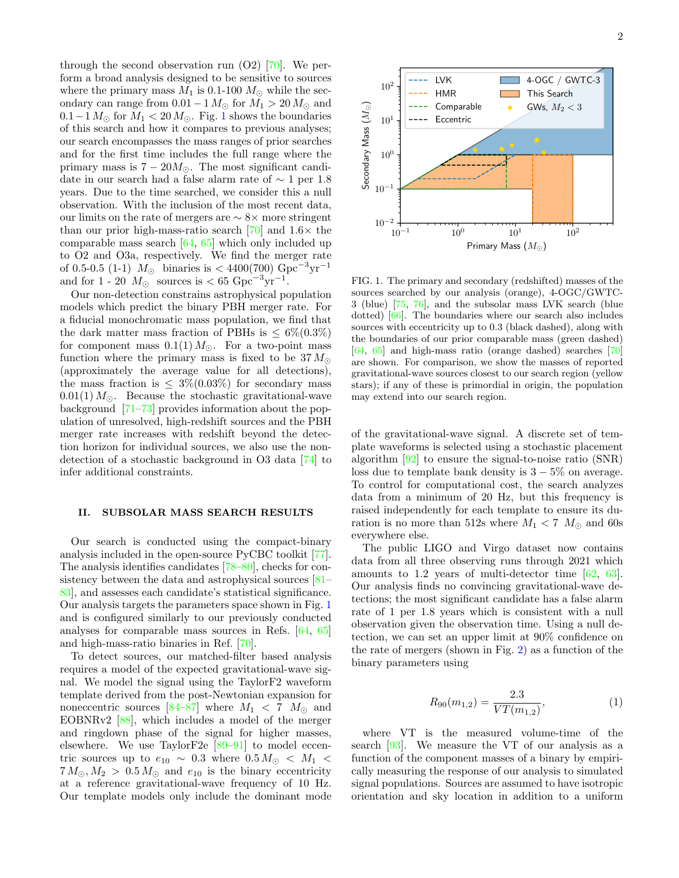through the second observation run (O2) [70]. We perform a broad analysis designed to be sensitive to sources where the primary mass $M_1$ is 0.1-100 $M_\odot$ while the secondary can range from $0.01-1\,M_\odot$ for $M_1 > 20\,M_\odot$ and $0.1-1\,M_\odot$ for $M_1 < 20\,M_\odot$. Fig. 1 shows the boundaries of this search and how it compares to previous analyses; our search encompasses the mass ranges of prior searches and for the first time includes the full range where the primary mass is $7-20 M_\odot$. The most significant candidate in our search had a false alarm rate of $\sim 1$ per 1.8 years. Due to the time searched, we consider this a null observation. With the inclusion of the most recent data, our limits on the rate of mergers are $\sim 8\times$ more stringent than our prior high-mass-ratio search [70] and $1.6\times$ the comparable mass search [64, 65] which only included up to O2 and O3a, respectively. We find the merger rate of 0.5-0.5 (1-1) $M_\odot$ binaries is $< 4400(700)$ Gpc$^{-3}$yr$^{-1}$ and for 1 - 20 $M_\odot$ sources is $< 65$ Gpc$^{-3}$yr$^{-1}$.

Our non-detection constrains astrophysical population models which predict the binary PBH merger rate. For a fiducial monochromatic mass population, we find that the dark matter mass fraction of PBHs is $\leq 6\%(0.3\%)$ for component mass $0.1(1)\,M_\odot$. For a two-point mass function where the primary mass is fixed to be $37\,M_\odot$ (approximately the average value for all detections), the mass fraction is $\leq 3\%(0.03\%)$ for secondary mass $0.01(1)\,M_\odot$. Because the stochastic gravitational-wave background [71–73] provides information about the population of unresolved, high-redshift sources and the PBH merger rate increases with redshift beyond the detection horizon for individual sources, we also use the non-detection of a stochastic background in O3 data [74] to infer additional constraints.

FIG. 1. The primary and secondary (redshifted) masses of the sources searched by our analysis (orange), 4-OGC/GWTC-3 (blue) [75, 76], and the subsolar mass LVK search (blue dotted) [66]. The boundaries where our search also includes sources with eccentricity up to 0.3 (black dashed), along with the boundaries of our prior comparable mass (green dashed) [64, 65] and high-mass ratio (orange dashed) searches [70] are shown. For comparison, we show the masses of reported gravitational-wave sources closest to our search region (yellow stars); if any of these is primordial in origin, the population may extend into our search region.

## II. SUBSOLAR MASS SEARCH RESULTS

Our search is conducted using the compact-binary analysis included in the open-source PyCBC toolkit [77]. The analysis identifies candidates [78–80], checks for consistency between the data and astrophysical sources [81–83], and assesses each candidate's statistical significance. Our analysis targets the parameters space shown in Fig. 1 and is configured similarly to our previously conducted analyses for comparable mass sources in Refs. [64, 65] and high-mass-ratio binaries in Ref. [70].

To detect sources, our matched-filter based analysis requires a model of the expected gravitational-wave signal. We model the signal using the TaylorF2 waveform template derived from the post-Newtonian expansion for noneccentric sources [84–87] where $M_1 < 7$ $M_\odot$ and EOBNRv2 [88], which includes a model of the merger and ringdown phase of the signal for higher masses, elsewhere. We use TaylorF2e [89–91] to model eccentric sources up to $e_{10} \sim 0.3$ where $0.5\,M_\odot < M_1 < 7\,M_\odot, M_2 > 0.5\,M_\odot$ and $e_{10}$ is the binary eccentricity at a reference gravitational-wave frequency of 10 Hz. Our template models only include the dominant mode of the gravitational-wave signal. A discrete set of template waveforms is selected using a stochastic placement algorithm [92] to ensure the signal-to-noise ratio (SNR) loss due to template bank density is $3-5\%$ on average. To control for computational cost, the search analyzes data from a minimum of 20 Hz, but this frequency is raised independently for each template to ensure its duration is no more than 512s where $M_1 < 7$ $M_\odot$ and 60s everywhere else.

The public LIGO and Virgo dataset now contains data from all three observing runs through 2021 which amounts to 1.2 years of multi-detector time [62, 63]. Our analysis finds no convincing gravitational-wave detections; the most significant candidate has a false alarm rate of 1 per 1.8 years which is consistent with a null observation given the observation time. Using a null detection, we can set an upper limit at 90% confidence on the rate of mergers (shown in Fig. 2) as a function of the binary parameters using

$$R_{90}(m_{1,2}) = \frac{2.3}{VT(m_{1,2})}, \tag{1}$$

where VT is the measured volume-time of the search [93]. We measure the VT of our analysis as a function of the component masses of a binary by empirically measuring the response of our analysis to simulated signal populations. Sources are assumed to have isotropic orientation and sky location in addition to a uniform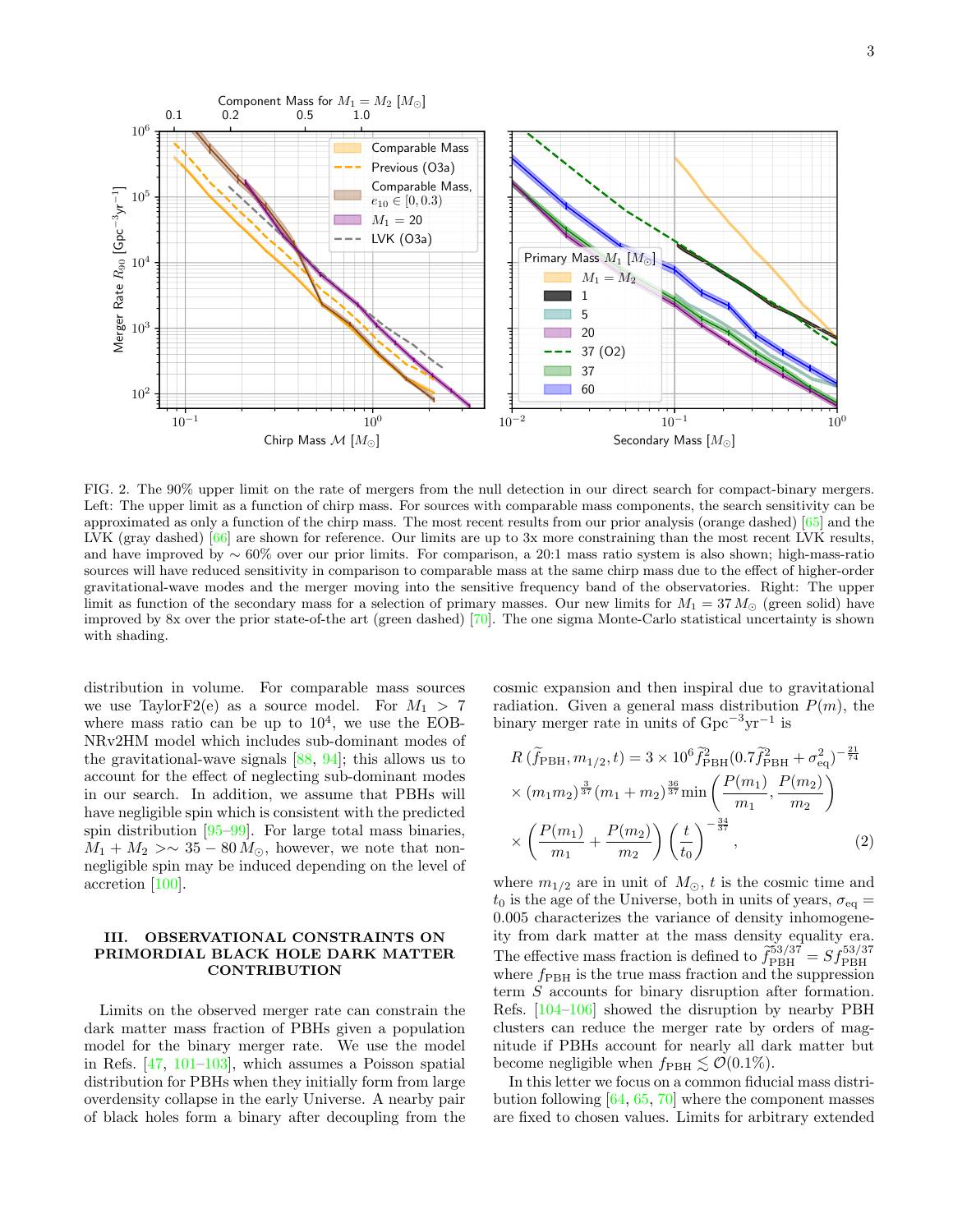FIG. 2. The 90% upper limit on the rate of mergers from the null detection in our direct search for compact-binary mergers. Left: The upper limit as a function of chirp mass. For sources with comparable mass components, the search sensitivity can be approximated as only a function of the chirp mass. The most recent results from our prior analysis (orange dashed) [65] and the LVK (gray dashed) [66] are shown for reference. Our limits are up to 3x more constraining than the most recent LVK results, and have improved by $\sim 60\%$ over our prior limits. For comparison, a 20:1 mass ratio system is also shown; high-mass-ratio sources will have reduced sensitivity in comparison to comparable mass at the same chirp mass due to the effect of higher-order gravitational-wave modes and the merger moving into the sensitive frequency band of the observatories. Right: The upper limit as function of the secondary mass for a selection of primary masses. Our new limits for $M_1 = 37\,M_\odot$ (green solid) have improved by 8x over the prior state-of-the-art (green dashed) [70]. The one sigma Monte-Carlo statistical uncertainty is shown with shading.

distribution in volume. For comparable mass sources we use TaylorF2(e) as a source model. For $M_1 > 7$ where mass ratio can be up to $10^4$, we use the EOBNRv2HM model which includes sub-dominant modes of the gravitational-wave signals [88, 94]; this allows us to account for the effect of neglecting sub-dominant modes in our search. In addition, we assume that PBHs will have negligible spin which is consistent with the predicted spin distribution [95–99]. For large total mass binaries, $M_1 + M_2 >\sim 35 - 80\,M_\odot$, however, we note that non-negligible spin may be induced depending on the level of accretion [100].

## III. OBSERVATIONAL CONSTRAINTS ON PRIMORDIAL BLACK HOLE DARK MATTER CONTRIBUTION

Limits on the observed merger rate can constrain the dark matter mass fraction of PBHs given a population model for the binary merger rate. We use the model in Refs. [47, 101–103], which assumes a Poisson spatial distribution for PBHs when they initially form from large overdensity collapse in the early Universe. A nearby pair of black holes form a binary after decoupling from the cosmic expansion and then inspiral due to gravitational radiation. Given a general mass distribution $P(m)$, the binary merger rate in units of $\mathrm{Gpc}^{-3}\mathrm{yr}^{-1}$ is

$$
\begin{aligned}
R\left(\tilde{f}_{\mathrm{PBH}}, m_{1/2}, t\right) &= 3 \times 10^6 \tilde{f}_{\mathrm{PBH}}^2 (0.7 \tilde{f}_{\mathrm{PBH}}^2 + \sigma_{\mathrm{eq}}^2)^{-\frac{21}{74}} \\
&\times (m_1 m_2)^{\frac{3}{37}} (m_1 + m_2)^{\frac{36}{37}} \min\left(\frac{P(m_1)}{m_1}, \frac{P(m_2)}{m_2}\right) \\
&\times \left(\frac{P(m_1)}{m_1} + \frac{P(m_2)}{m_2}\right) \left(\frac{t}{t_0}\right)^{-\frac{34}{37}}, \qquad (2)
\end{aligned}
$$

where $m_{1/2}$ are in unit of $M_\odot$, $t$ is the cosmic time and $t_0$ is the age of the Universe, both in units of years, $\sigma_{\mathrm{eq}} = 0.005$ characterizes the variance of density inhomogeneity from dark matter at the mass density equality era. The effective mass fraction is defined to $\tilde{f}_{\mathrm{PBH}}^{53/37} = S f_{\mathrm{PBH}}^{53/37}$ where $f_{\mathrm{PBH}}$ is the true mass fraction and the suppression term $S$ accounts for binary disruption after formation. Refs. [104–106] showed the disruption by nearby PBH clusters can reduce the merger rate by orders of magnitude if PBHs account for nearly all dark matter but become negligible when $f_{\mathrm{PBH}} \lesssim \mathcal{O}(0.1\%)$.

In this letter we focus on a common fiducial mass distribution following [64, 65, 70] where the component masses are fixed to chosen values. Limits for arbitrary extended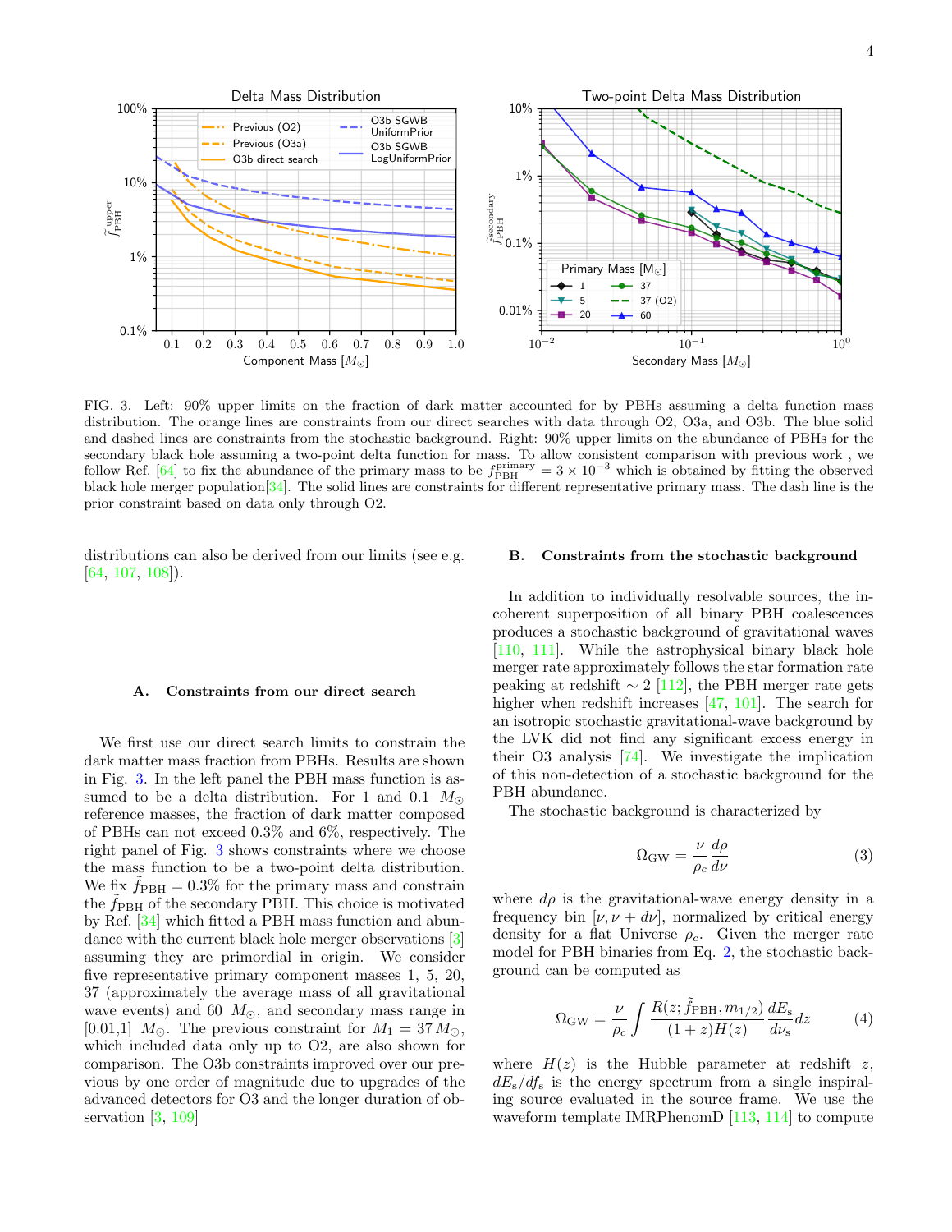FIG. 3. Left: 90% upper limits on the fraction of dark matter accounted for by PBHs assuming a delta function mass distribution. The orange lines are constraints from our direct searches with data through O2, O3a, and O3b. The blue solid and dashed lines are constraints from the stochastic background. Right: 90% upper limits on the abundance of PBHs for the secondary black hole assuming a two-point delta function for mass. To allow consistent comparison with previous work , we follow Ref. [64] to fix the abundance of the primary mass to be $f_{\rm PBH}^{\rm primary} = 3 \times 10^{-3}$ which is obtained by fitting the observed black hole merger population[34]. The solid lines are constraints for different representative primary mass. The dash line is the prior constraint based on data only through O2.

distributions can also be derived from our limits (see e.g. [64, 107, 108]).

### A. Constraints from our direct search

We first use our direct search limits to constrain the dark matter mass fraction from PBHs. Results are shown in Fig. 3. In the left panel the PBH mass function is assumed to be a delta distribution. For 1 and 0.1 $M_\odot$ reference masses, the fraction of dark matter composed of PBHs can not exceed 0.3% and 6%, respectively. The right panel of Fig. 3 shows constraints where we choose the mass function to be a two-point delta distribution. We fix $\tilde{f}_{\rm PBH} = 0.3\%$ for the primary mass and constrain the $\tilde{f}_{\rm PBH}$ of the secondary PBH. This choice is motivated by Ref. [34] which fitted a PBH mass function and abundance with the current black hole merger observations [3] assuming they are primordial in origin. We consider five representative primary component masses 1, 5, 20, 37 (approximately the average mass of all gravitational wave events) and 60 $M_\odot$, and secondary mass range in [0.01,1] $M_\odot$. The previous constraint for $M_1 = 37\,M_\odot$, which included data only up to O2, are also shown for comparison. The O3b constraints improved over our previous by one order of magnitude due to upgrades of the advanced detectors for O3 and the longer duration of observation [3, 109]

### B. Constraints from the stochastic background

In addition to individually resolvable sources, the incoherent superposition of all binary PBH coalescences produces a stochastic background of gravitational waves [110, 111]. While the astrophysical binary black hole merger rate approximately follows the star formation rate peaking at redshift $\sim 2$ [112], the PBH merger rate gets higher when redshift increases [47, 101]. The search for an isotropic stochastic gravitational-wave background by the LVK did not find any significant excess energy in their O3 analysis [74]. We investigate the implication of this non-detection of a stochastic background for the PBH abundance.

The stochastic background is characterized by

$$\Omega_{\rm GW} = \frac{\nu}{\rho_c}\frac{d\rho}{d\nu} \tag{3}$$

where $d\rho$ is the gravitational-wave energy density in a frequency bin $[\nu, \nu + d\nu]$, normalized by critical energy density for a flat Universe $\rho_c$. Given the merger rate model for PBH binaries from Eq. 2, the stochastic background can be computed as

$$\Omega_{\rm GW} = \frac{\nu}{\rho_c}\int \frac{R(z; \tilde{f}_{\rm PBH}, m_{1/2})}{(1+z)H(z)}\frac{dE_{\rm s}}{d\nu_{\rm s}}dz \tag{4}$$

where $H(z)$ is the Hubble parameter at redshift $z$, $dE_{\rm s}/df_{\rm s}$ is the energy spectrum from a single inspiraling source evaluated in the source frame. We use the waveform template IMRPhenomD [113, 114] to compute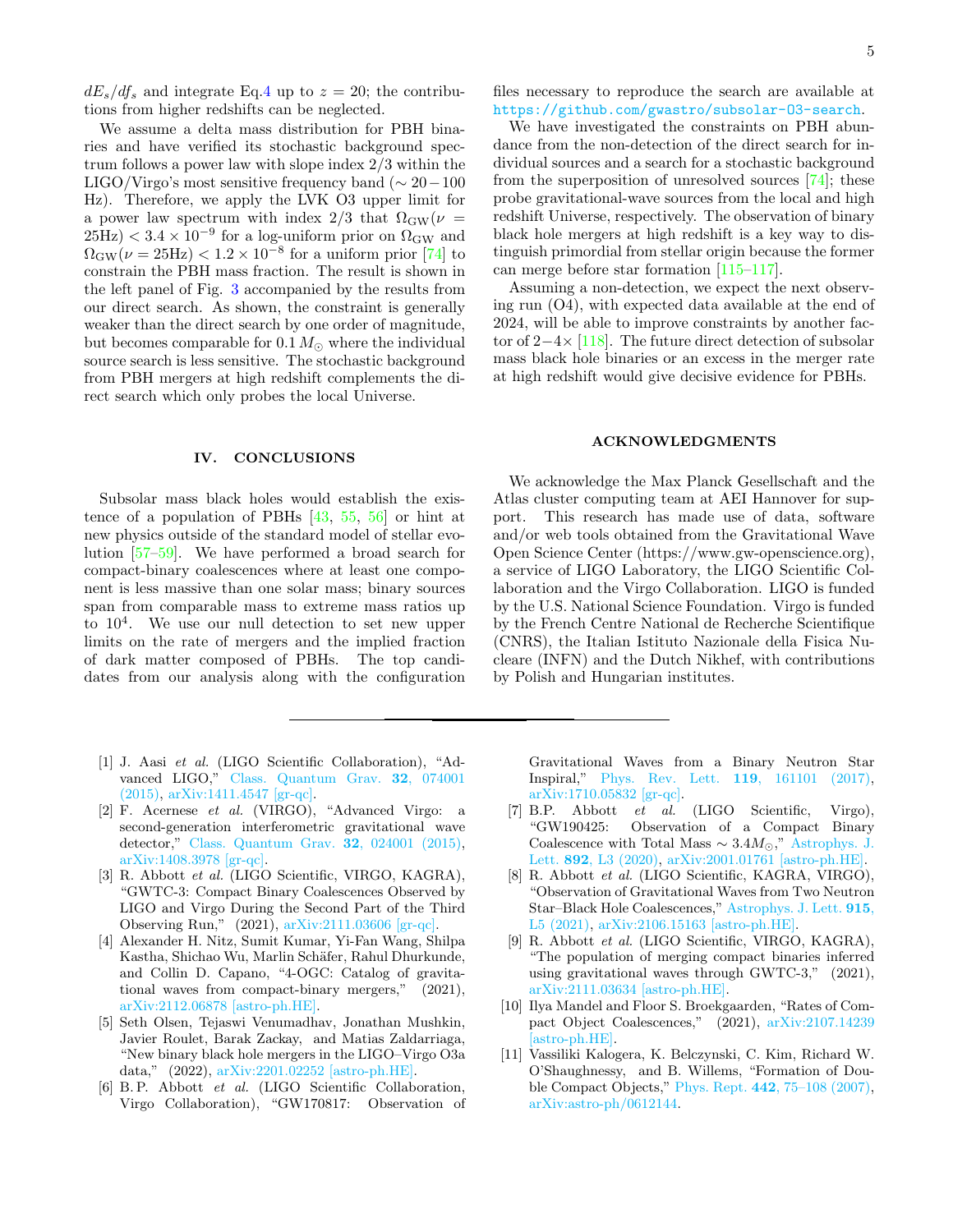$dE_s/df_s$ and integrate Eq.4 up to $z = 20$; the contributions from higher redshifts can be neglected.

We assume a delta mass distribution for PBH binaries and have verified its stochastic background spectrum follows a power law with slope index 2/3 within the LIGO/Virgo's most sensitive frequency band ($\sim 20-100$ Hz). Therefore, we apply the LVK O3 upper limit for a power law spectrum with index 2/3 that $\Omega_{\rm GW}(\nu = 25{\rm Hz}) < 3.4 \times 10^{-9}$ for a log-uniform prior on $\Omega_{\rm GW}$ and $\Omega_{\rm GW}(\nu = 25{\rm Hz}) < 1.2 \times 10^{-8}$ for a uniform prior [74] to constrain the PBH mass fraction. The result is shown in the left panel of Fig. 3 accompanied by the results from our direct search. As shown, the constraint is generally weaker than the direct search by one order of magnitude, but becomes comparable for $0.1\,M_\odot$ where the individual source search is less sensitive. The stochastic background from PBH mergers at high redshift complements the direct search which only probes the local Universe.

## IV. CONCLUSIONS

Subsolar mass black holes would establish the existence of a population of PBHs [43, 55, 56] or hint at new physics outside of the standard model of stellar evolution [57–59]. We have performed a broad search for compact-binary coalescences where at least one component is less massive than one solar mass; binary sources span from comparable mass to extreme mass ratios up to $10^4$. We use our null detection to set new upper limits on the rate of mergers and the implied fraction of dark matter composed of PBHs. The top candidates from our analysis along with the configuration files necessary to reproduce the search are available at https://github.com/gwastro/subsolar-O3-search.

We have investigated the constraints on PBH abundance from the non-detection of the direct search for individual sources and a search for a stochastic background from the superposition of unresolved sources [74]; these probe gravitational-wave sources from the local and high redshift Universe, respectively. The observation of binary black hole mergers at high redshift is a key way to distinguish primordial from stellar origin because the former can merge before star formation [115–117].

Assuming a non-detection, we expect the next observing run (O4), with expected data available at the end of 2024, will be able to improve constraints by another factor of $2-4\times$ [118]. The future direct detection of subsolar mass black hole binaries or an excess in the merger rate at high redshift would give decisive evidence for PBHs.

## ACKNOWLEDGMENTS

We acknowledge the Max Planck Gesellschaft and the Atlas cluster computing team at AEI Hannover for support. This research has made use of data, software and/or web tools obtained from the Gravitational Wave Open Science Center (https://www.gw-openscience.org), a service of LIGO Laboratory, the LIGO Scientific Collaboration and the Virgo Collaboration. LIGO is funded by the U.S. National Science Foundation. Virgo is funded by the French Centre National de Recherche Scientifique (CNRS), the Italian Istituto Nazionale della Fisica Nucleare (INFN) and the Dutch Nikhef, with contributions by Polish and Hungarian institutes.

---

[1] J. Aasi *et al.* (LIGO Scientific Collaboration), "Advanced LIGO," Class. Quantum Grav. **32**, 074001 (2015), arXiv:1411.4547 [gr-qc].

[2] F. Acernese *et al.* (VIRGO), "Advanced Virgo: a second-generation interferometric gravitational wave detector," Class. Quantum Grav. **32**, 024001 (2015), arXiv:1408.3978 [gr-qc].

[3] R. Abbott *et al.* (LIGO Scientific, VIRGO, KAGRA), "GWTC-3: Compact Binary Coalescences Observed by LIGO and Virgo During the Second Part of the Third Observing Run," (2021), arXiv:2111.03606 [gr-qc].

[4] Alexander H. Nitz, Sumit Kumar, Yi-Fan Wang, Shilpa Kastha, Shichao Wu, Marlin Schäfer, Rahul Dhurkunde, and Collin D. Capano, "4-OGC: Catalog of gravitational waves from compact-binary mergers," (2021), arXiv:2112.06878 [astro-ph.HE].

[5] Seth Olsen, Tejaswi Venumadhav, Jonathan Mushkin, Javier Roulet, Barak Zackay, and Matias Zaldarriaga, "New binary black hole mergers in the LIGO–Virgo O3a data," (2022), arXiv:2201.02252 [astro-ph.HE].

[6] B.P. Abbott *et al.* (LIGO Scientific Collaboration, Virgo Collaboration), "GW170817: Observation of Gravitational Waves from a Binary Neutron Star Inspiral," Phys. Rev. Lett. **119**, 161101 (2017), arXiv:1710.05832 [gr-qc].

[7] B.P. Abbott *et al.* (LIGO Scientific, Virgo), "GW190425: Observation of a Compact Binary Coalescence with Total Mass $\sim 3.4 M_\odot$," Astrophys. J. Lett. **892**, L3 (2020), arXiv:2001.01761 [astro-ph.HE].

[8] R. Abbott *et al.* (LIGO Scientific, KAGRA, VIRGO), "Observation of Gravitational Waves from Two Neutron Star–Black Hole Coalescences," Astrophys. J. Lett. **915**, L5 (2021), arXiv:2106.15163 [astro-ph.HE].

[9] R. Abbott *et al.* (LIGO Scientific, VIRGO, KAGRA), "The population of merging compact binaries inferred using gravitational waves through GWTC-3," (2021), arXiv:2111.03634 [astro-ph.HE].

[10] Ilya Mandel and Floor S. Broekgaarden, "Rates of Compact Object Coalescences," (2021), arXiv:2107.14239 [astro-ph.HE].

[11] Vassiliki Kalogera, K. Belczynski, C. Kim, Richard W. O'Shaughnessy, and B. Willems, "Formation of Double Compact Objects," Phys. Rept. **442**, 75–108 (2007), arXiv:astro-ph/0612144.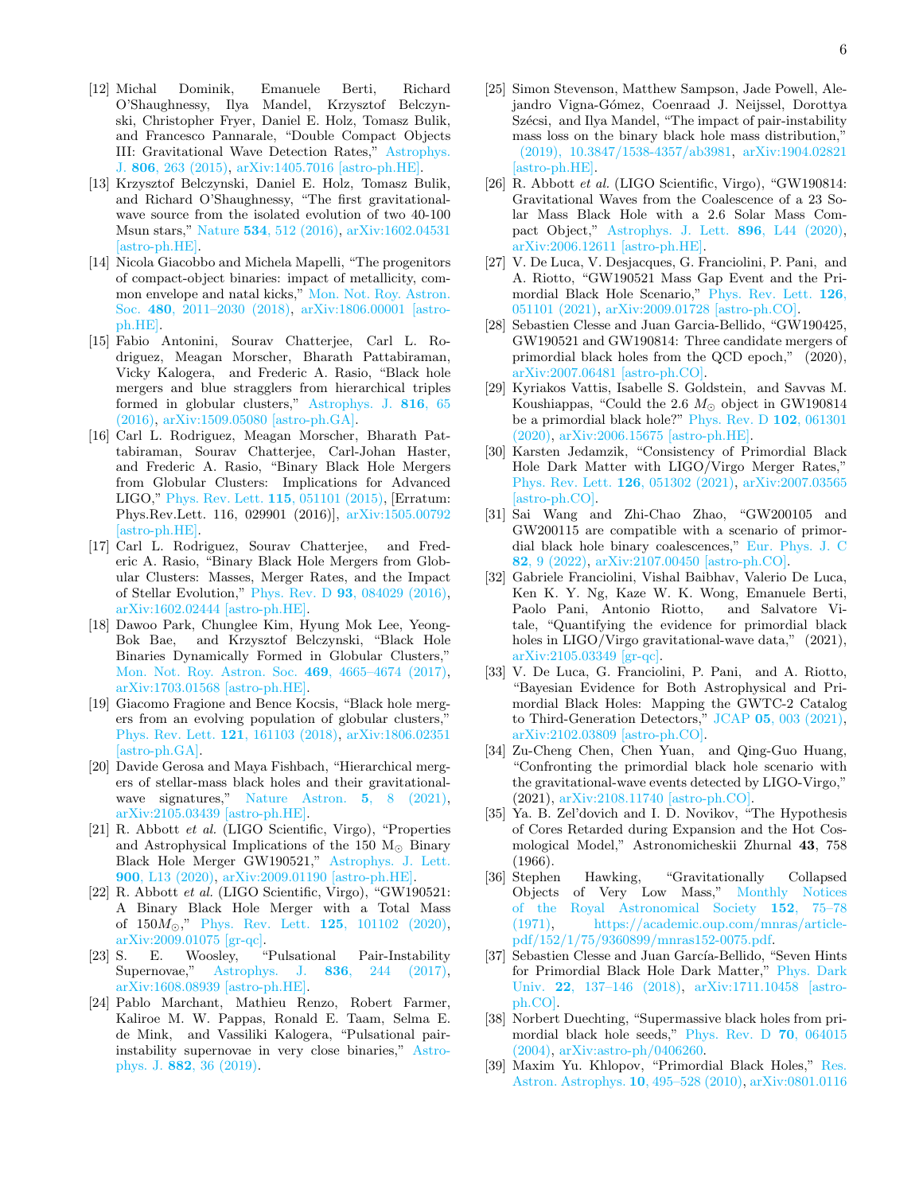[12] Michal Dominik, Emanuele Berti, Richard O'Shaughnessy, Ilya Mandel, Krzysztof Belczynski, Christopher Fryer, Daniel E. Holz, Tomasz Bulik, and Francesco Pannarale, "Double Compact Objects III: Gravitational Wave Detection Rates," Astrophys. J. **806**, 263 (2015), arXiv:1405.7016 [astro-ph.HE].

[13] Krzysztof Belczynski, Daniel E. Holz, Tomasz Bulik, and Richard O'Shaughnessy, "The first gravitational-wave source from the isolated evolution of two 40-100 Msun stars," Nature **534**, 512 (2016), arXiv:1602.04531 [astro-ph.HE].

[14] Nicola Giacobbo and Michela Mapelli, "The progenitors of compact-object binaries: impact of metallicity, common envelope and natal kicks," Mon. Not. Roy. Astron. Soc. **480**, 2011–2030 (2018), arXiv:1806.00001 [astro-ph.HE].

[15] Fabio Antonini, Sourav Chatterjee, Carl L. Rodriguez, Meagan Morscher, Bharath Pattabiraman, Vicky Kalogera, and Frederic A. Rasio, "Black hole mergers and blue stragglers from hierarchical triples formed in globular clusters," Astrophys. J. **816**, 65 (2016), arXiv:1509.05080 [astro-ph.GA].

[16] Carl L. Rodriguez, Meagan Morscher, Bharath Pattabiraman, Sourav Chatterjee, Carl-Johan Haster, and Frederic A. Rasio, "Binary Black Hole Mergers from Globular Clusters: Implications for Advanced LIGO," Phys. Rev. Lett. **115**, 051101 (2015), [Erratum: Phys.Rev.Lett. 116, 029901 (2016)], arXiv:1505.00792 [astro-ph.HE].

[17] Carl L. Rodriguez, Sourav Chatterjee, and Frederic A. Rasio, "Binary Black Hole Mergers from Globular Clusters: Masses, Merger Rates, and the Impact of Stellar Evolution," Phys. Rev. D **93**, 084029 (2016), arXiv:1602.02444 [astro-ph.HE].

[18] Dawoo Park, Chunglee Kim, Hyung Mok Lee, Yeong-Bok Bae, and Krzysztof Belczynski, "Black Hole Binaries Dynamically Formed in Globular Clusters," Mon. Not. Roy. Astron. Soc. **469**, 4665–4674 (2017), arXiv:1703.01568 [astro-ph.HE].

[19] Giacomo Fragione and Bence Kocsis, "Black hole mergers from an evolving population of globular clusters," Phys. Rev. Lett. **121**, 161103 (2018), arXiv:1806.02351 [astro-ph.GA].

[20] Davide Gerosa and Maya Fishbach, "Hierarchical mergers of stellar-mass black holes and their gravitational-wave signatures," Nature Astron. **5**, 8 (2021), arXiv:2105.03439 [astro-ph.HE].

[21] R. Abbott *et al.* (LIGO Scientific, Virgo), "Properties and Astrophysical Implications of the 150 $M_\odot$ Binary Black Hole Merger GW190521," Astrophys. J. Lett. **900**, L13 (2020), arXiv:2009.01190 [astro-ph.HE].

[22] R. Abbott *et al.* (LIGO Scientific, Virgo), "GW190521: A Binary Black Hole Merger with a Total Mass of $150 M_\odot$," Phys. Rev. Lett. **125**, 101102 (2020), arXiv:2009.01075 [gr-qc].

[23] S. E. Woosley, "Pulsational Pair-Instability Supernovae," Astrophys. J. **836**, 244 (2017), arXiv:1608.08939 [astro-ph.HE].

[24] Pablo Marchant, Mathieu Renzo, Robert Farmer, Kaliroe M. W. Pappas, Ronald E. Taam, Selma E. de Mink, and Vassiliki Kalogera, "Pulsational pair-instability supernovae in very close binaries," Astrophys. J. **882**, 36 (2019).

[25] Simon Stevenson, Matthew Sampson, Jade Powell, Alejandro Vigna-Gómez, Coenraad J. Neijssel, Dorottya Szécsi, and Ilya Mandel, "The impact of pair-instability mass loss on the binary black hole mass distribution," (2019), 10.3847/1538-4357/ab3981, arXiv:1904.02821 [astro-ph.HE].

[26] R. Abbott *et al.* (LIGO Scientific, Virgo), "GW190814: Gravitational Waves from the Coalescence of a 23 Solar Mass Black Hole with a 2.6 Solar Mass Compact Object," Astrophys. J. Lett. **896**, L44 (2020), arXiv:2006.12611 [astro-ph.HE].

[27] V. De Luca, V. Desjacques, G. Franciolini, P. Pani, and A. Riotto, "GW190521 Mass Gap Event and the Primordial Black Hole Scenario," Phys. Rev. Lett. **126**, 051101 (2021), arXiv:2009.01728 [astro-ph.CO].

[28] Sebastien Clesse and Juan Garcia-Bellido, "GW190425, GW190521 and GW190814: Three candidate mergers of primordial black holes from the QCD epoch," (2020), arXiv:2007.06481 [astro-ph.CO].

[29] Kyriakos Vattis, Isabelle S. Goldstein, and Savvas M. Koushiappas, "Could the 2.6 $M_\odot$ object in GW190814 be a primordial black hole?" Phys. Rev. D **102**, 061301 (2020), arXiv:2006.15675 [astro-ph.HE].

[30] Karsten Jedamzik, "Consistency of Primordial Black Hole Dark Matter with LIGO/Virgo Merger Rates," Phys. Rev. Lett. **126**, 051302 (2021), arXiv:2007.03565 [astro-ph.CO].

[31] Sai Wang and Zhi-Chao Zhao, "GW200105 and GW200115 are compatible with a scenario of primordial black hole binary coalescences," Eur. Phys. J. C **82**, 9 (2022), arXiv:2107.00450 [astro-ph.CO].

[32] Gabriele Franciolini, Vishal Baibhav, Valerio De Luca, Ken K. Y. Ng, Kaze W. K. Wong, Emanuele Berti, Paolo Pani, Antonio Riotto, and Salvatore Vitale, "Quantifying the evidence for primordial black holes in LIGO/Virgo gravitational-wave data," (2021), arXiv:2105.03349 [gr-qc].

[33] V. De Luca, G. Franciolini, P. Pani, and A. Riotto, "Bayesian Evidence for Both Astrophysical and Primordial Black Holes: Mapping the GWTC-2 Catalog to Third-Generation Detectors," JCAP **05**, 003 (2021), arXiv:2102.03809 [astro-ph.CO].

[34] Zu-Cheng Chen, Chen Yuan, and Qing-Guo Huang, "Confronting the primordial black hole scenario with the gravitational-wave events detected by LIGO-Virgo," (2021), arXiv:2108.11740 [astro-ph.CO].

[35] Ya. B. Zel'dovich and I. D. Novikov, "The Hypothesis of Cores Retarded during Expansion and the Hot Cosmological Model," Astronomicheskii Zhurnal **43**, 758 (1966).

[36] Stephen Hawking, "Gravitationally Collapsed Objects of Very Low Mass," Monthly Notices of the Royal Astronomical Society **152**, 75–78 (1971), https://academic.oup.com/mnras/article-pdf/152/1/75/9360899/mnras152-0075.pdf.

[37] Sebastien Clesse and Juan García-Bellido, "Seven Hints for Primordial Black Hole Dark Matter," Phys. Dark Univ. **22**, 137–146 (2018), arXiv:1711.10458 [astro-ph.CO].

[38] Norbert Duechting, "Supermassive black holes from primordial black hole seeds," Phys. Rev. D **70**, 064015 (2004), arXiv:astro-ph/0406260.

[39] Maxim Yu. Khlopov, "Primordial Black Holes," Res. Astron. Astrophys. **10**, 495–528 (2010), arXiv:0801.0116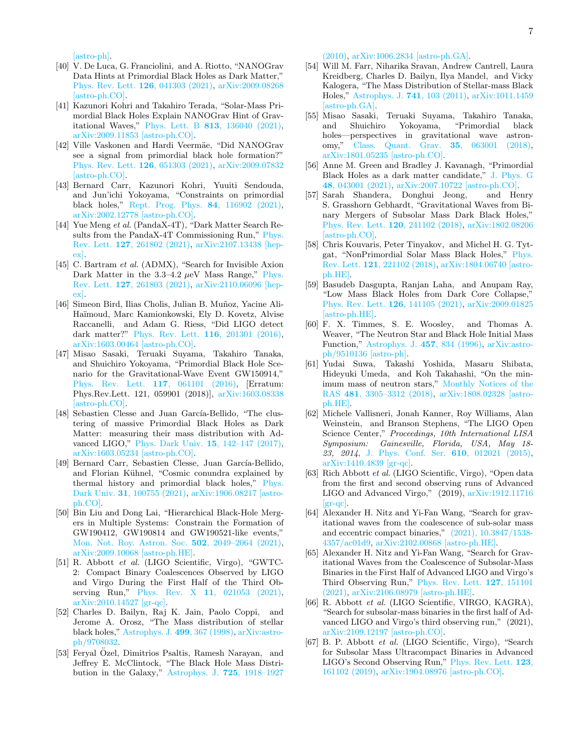[astro-ph].

[40] V. De Luca, G. Franciolini, and A. Riotto, “NANOGrav Data Hints at Primordial Black Holes as Dark Matter,” Phys. Rev. Lett. **126**, 041303 (2021), arXiv:2009.08268 [astro-ph.CO].

[41] Kazunori Kohri and Takahiro Terada, “Solar-Mass Primordial Black Holes Explain NANOGrav Hint of Gravitational Waves,” Phys. Lett. B **813**, 136040 (2021), arXiv:2009.11853 [astro-ph.CO].

[42] Ville Vaskonen and Hardi Veermäe, “Did NANOGrav see a signal from primordial black hole formation?” Phys. Rev. Lett. **126**, 051303 (2021), arXiv:2009.07832 [astro-ph.CO].

[43] Bernard Carr, Kazunori Kohri, Yuuiti Sendouda, and Jun'ichi Yokoyama, “Constraints on primordial black holes,” Rept. Prog. Phys. **84**, 116902 (2021), arXiv:2002.12778 [astro-ph.CO].

[44] Yue Meng *et al.* (PandaX-4T), “Dark Matter Search Results from the PandaX-4T Commissioning Run,” Phys. Rev. Lett. **127**, 261802 (2021), arXiv:2107.13438 [hep-ex].

[45] C. Bartram *et al.* (ADMX), “Search for Invisible Axion Dark Matter in the 3.3–4.2 $\mu$eV Mass Range,” Phys. Rev. Lett. **127**, 261803 (2021), arXiv:2110.06096 [hep-ex].

[46] Simeon Bird, Ilias Cholis, Julian B. Muñoz, Yacine Ali-Haïmoud, Marc Kamionkowski, Ely D. Kovetz, Alvise Raccanelli, and Adam G. Riess, “Did LIGO detect dark matter?” Phys. Rev. Lett. **116**, 201301 (2016), arXiv:1603.00464 [astro-ph.CO].

[47] Misao Sasaki, Teruaki Suyama, Takahiro Tanaka, and Shuichiro Yokoyama, “Primordial Black Hole Scenario for the Gravitational-Wave Event GW150914,” Phys. Rev. Lett. **117**, 061101 (2016), [Erratum: Phys.Rev.Lett. 121, 059901 (2018)], arXiv:1603.08338 [astro-ph.CO].

[48] Sebastien Clesse and Juan García-Bellido, “The clustering of massive Primordial Black Holes as Dark Matter: measuring their mass distribution with Advanced LIGO,” Phys. Dark Univ. **15**, 142–147 (2017), arXiv:1603.05234 [astro-ph.CO].

[49] Bernard Carr, Sebastien Clesse, Juan García-Bellido, and Florian Kühnel, “Cosmic conundra explained by thermal history and primordial black holes,” Phys. Dark Univ. **31**, 100755 (2021), arXiv:1906.08217 [astro-ph.CO].

[50] Bin Liu and Dong Lai, “Hierarchical Black-Hole Mergers in Multiple Systems: Constrain the Formation of GW190412, GW190814 and GW190521-like events,” Mon. Not. Roy. Astron. Soc. **502**, 2049–2064 (2021), arXiv:2009.10068 [astro-ph.HE].

[51] R. Abbott *et al.* (LIGO Scientific, Virgo), “GWTC-2: Compact Binary Coalescences Observed by LIGO and Virgo During the First Half of the Third Observing Run,” Phys. Rev. X **11**, 021053 (2021), arXiv:2010.14527 [gr-qc].

[52] Charles D. Bailyn, Raj K. Jain, Paolo Coppi, and Jerome A. Orosz, “The Mass distribution of stellar black holes,” Astrophys. J. **499**, 367 (1998), arXiv:astro-ph/9708032.

[53] Feryal Özel, Dimitrios Psaltis, Ramesh Narayan, and Jeffrey E. McClintock, “The Black Hole Mass Distribution in the Galaxy,” Astrophys. J. **725**, 1918–1927 (2010), arXiv:1006.2834 [astro-ph.GA].

[54] Will M. Farr, Niharika Sravan, Andrew Cantrell, Laura Kreidberg, Charles D. Bailyn, Ilya Mandel, and Vicky Kalogera, “The Mass Distribution of Stellar-mass Black Holes,” Astrophys. J. **741**, 103 (2011), arXiv:1011.1459 [astro-ph.GA].

[55] Misao Sasaki, Teruaki Suyama, Takahiro Tanaka, and Shuichiro Yokoyama, “Primordial black holes—perspectives in gravitational wave astronomy,” Class. Quant. Grav. **35**, 063001 (2018), arXiv:1801.05235 [astro-ph.CO].

[56] Anne M. Green and Bradley J. Kavanagh, “Primordial Black Holes as a dark matter candidate,” J. Phys. G **48**, 043001 (2021), arXiv:2007.10722 [astro-ph.CO].

[57] Sarah Shandera, Donghui Jeong, and Henry S. Grasshorn Gebhardt, “Gravitational Waves from Binary Mergers of Subsolar Mass Dark Black Holes,” Phys. Rev. Lett. **120**, 241102 (2018), arXiv:1802.08206 [astro-ph.CO].

[58] Chris Kouvaris, Peter Tinyakov, and Michel H. G. Tytgat, “NonPrimordial Solar Mass Black Holes,” Phys. Rev. Lett. **121**, 221102 (2018), arXiv:1804.06740 [astro-ph.HE].

[59] Basudeb Dasgupta, Ranjan Laha, and Anupam Ray, “Low Mass Black Holes from Dark Core Collapse,” Phys. Rev. Lett. **126**, 141105 (2021), arXiv:2009.01825 [astro-ph.HE].

[60] F. X. Timmes, S. E. Woosley, and Thomas A. Weaver, “The Neutron Star and Black Hole Initial Mass Function,” Astrophys. J. **457**, 834 (1996), arXiv:astro-ph/9510136 [astro-ph].

[61] Yudai Suwa, Takashi Yoshida, Masaru Shibata, Hideyuki Umeda, and Koh Takahashi, “On the minimum mass of neutron stars,” Monthly Notices of the RAS **481**, 3305–3312 (2018), arXiv:1808.02328 [astro-ph.HE].

[62] Michele Vallisneri, Jonah Kanner, Roy Williams, Alan Weinstein, and Branson Stephens, “The LIGO Open Science Center,” *Proceedings, 10th International LISA Symposium: Gainesville, Florida, USA, May 18-23, 2014*, J. Phys. Conf. Ser. **610**, 012021 (2015), arXiv:1410.4839 [gr-qc].

[63] Rich Abbott *et al.* (LIGO Scientific, Virgo), “Open data from the first and second observing runs of Advanced LIGO and Advanced Virgo,” (2019), arXiv:1912.11716 [gr-qc].

[64] Alexander H. Nitz and Yi-Fan Wang, “Search for gravitational waves from the coalescence of sub-solar mass and eccentric compact binaries,” (2021), 10.3847/1538-4357/ac01d9, arXiv:2102.00868 [astro-ph.HE].

[65] Alexander H. Nitz and Yi-Fan Wang, “Search for Gravitational Waves from the Coalescence of Subsolar-Mass Binaries in the First Half of Advanced LIGO and Virgo's Third Observing Run,” Phys. Rev. Lett. **127**, 151101 (2021), arXiv:2106.08979 [astro-ph.HE].

[66] R. Abbott *et al.* (LIGO Scientific, VIRGO, KAGRA), “Search for subsolar-mass binaries in the first half of Advanced LIGO and Virgo's third observing run,” (2021), arXiv:2109.12197 [astro-ph.CO].

[67] B. P. Abbott *et al.* (LIGO Scientific, Virgo), “Search for Subsolar Mass Ultracompact Binaries in Advanced LIGO's Second Observing Run,” Phys. Rev. Lett. **123**, 161102 (2019), arXiv:1904.08976 [astro-ph.CO].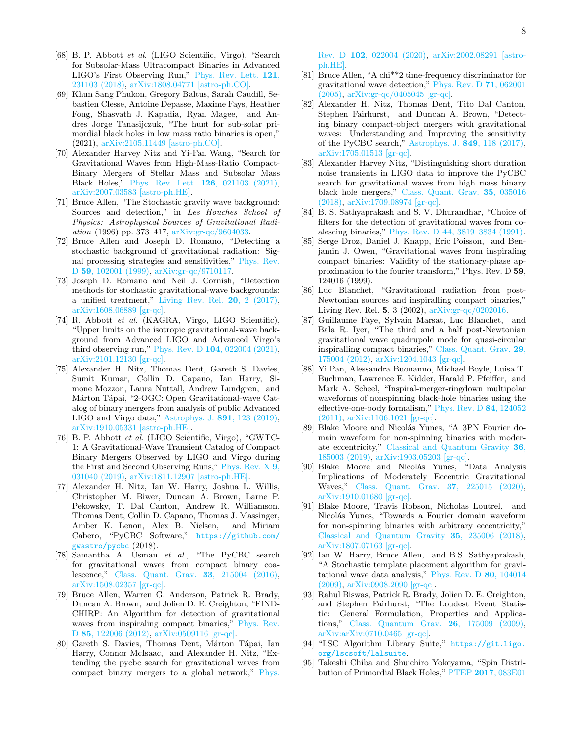[68] B. P. Abbott *et al.* (LIGO Scientific, Virgo), "Search for Subsolar-Mass Ultracompact Binaries in Advanced LIGO's First Observing Run," Phys. Rev. Lett. **121**, 231103 (2018), arXiv:1808.04771 [astro-ph.CO].

[69] Khun Sang Phukon, Gregory Baltus, Sarah Caudill, Sebastien Clesse, Antoine Depasse, Maxime Fays, Heather Fong, Shasvath J. Kapadia, Ryan Magee, and Andres Jorge Tanasijczuk, "The hunt for sub-solar primordial black holes in low mass ratio binaries is open," (2021), arXiv:2105.11449 [astro-ph.CO].

[70] Alexander Harvey Nitz and Yi-Fan Wang, "Search for Gravitational Waves from High-Mass-Ratio Compact-Binary Mergers of Stellar Mass and Subsolar Mass Black Holes," Phys. Rev. Lett. **126**, 021103 (2021), arXiv:2007.03583 [astro-ph.HE].

[71] Bruce Allen, "The Stochastic gravity wave background: Sources and detection," in *Les Houches School of Physics: Astrophysical Sources of Gravitational Radiation* (1996) pp. 373–417, arXiv:gr-qc/9604033.

[72] Bruce Allen and Joseph D. Romano, "Detecting a stochastic background of gravitational radiation: Signal processing strategies and sensitivities," Phys. Rev. D **59**, 102001 (1999), arXiv:gr-qc/9710117.

[73] Joseph D. Romano and Neil J. Cornish, "Detection methods for stochastic gravitational-wave backgrounds: a unified treatment," Living Rev. Rel. **20**, 2 (2017), arXiv:1608.06889 [gr-qc].

[74] R. Abbott *et al.* (KAGRA, Virgo, LIGO Scientific), "Upper limits on the isotropic gravitational-wave background from Advanced LIGO and Advanced Virgo's third observing run," Phys. Rev. D **104**, 022004 (2021), arXiv:2101.12130 [gr-qc].

[75] Alexander H. Nitz, Thomas Dent, Gareth S. Davies, Sumit Kumar, Collin D. Capano, Ian Harry, Simone Mozzon, Laura Nuttall, Andrew Lundgren, and Márton Tápai, "2-OGC: Open Gravitational-wave Catalog of binary mergers from analysis of public Advanced LIGO and Virgo data," Astrophys. J. **891**, 123 (2019), arXiv:1910.05331 [astro-ph.HE].

[76] B. P. Abbott *et al.* (LIGO Scientific, Virgo), "GWTC-1: A Gravitational-Wave Transient Catalog of Compact Binary Mergers Observed by LIGO and Virgo during the First and Second Observing Runs," Phys. Rev. X **9**, 031040 (2019), arXiv:1811.12907 [astro-ph.HE].

[77] Alexander H. Nitz, Ian W. Harry, Joshua L. Willis, Christopher M. Biwer, Duncan A. Brown, Larne P. Pekowsky, T. Dal Canton, Andrew R. Williamson, Thomas Dent, Collin D. Capano, Thomas J. Massinger, Amber K. Lenon, Alex B. Nielsen, and Miriam Cabero, "PyCBC Software," https://github.com/gwastro/pycbc (2018).

[78] Samantha A. Usman *et al.*, "The PyCBC search for gravitational waves from compact binary coalescence," Class. Quant. Grav. **33**, 215004 (2016), arXiv:1508.02357 [gr-qc].

[79] Bruce Allen, Warren G. Anderson, Patrick R. Brady, Duncan A. Brown, and Jolien D. E. Creighton, "FINDCHIRP: An Algorithm for detection of gravitational waves from inspiraling compact binaries," Phys. Rev. D **85**, 122006 (2012), arXiv:0509116 [gr-qc].

[80] Gareth S. Davies, Thomas Dent, Márton Tápai, Ian Harry, Connor McIsaac, and Alexander H. Nitz, "Extending the pycbc search for gravitational waves from compact binary mergers to a global network," Phys. Rev. D **102**, 022004 (2020), arXiv:2002.08291 [astro-ph.HE].

[81] Bruce Allen, "A chi**2 time-frequency discriminator for gravitational wave detection," Phys. Rev. D **71**, 062001 (2005), arXiv:gr-qc/0405045 [gr-qc].

[82] Alexander H. Nitz, Thomas Dent, Tito Dal Canton, Stephen Fairhurst, and Duncan A. Brown, "Detecting binary compact-object mergers with gravitational waves: Understanding and Improving the sensitivity of the PyCBC search," Astrophys. J. **849**, 118 (2017), arXiv:1705.01513 [gr-qc].

[83] Alexander Harvey Nitz, "Distinguishing short duration noise transients in LIGO data to improve the PyCBC search for gravitational waves from high mass binary black hole mergers," Class. Quant. Grav. **35**, 035016 (2018), arXiv:1709.08974 [gr-qc].

[84] B. S. Sathyaprakash and S. V. Dhurandhar, "Choice of filters for the detection of gravitational waves from coalescing binaries," Phys. Rev. D **44**, 3819–3834 (1991).

[85] Serge Droz, Daniel J. Knapp, Eric Poisson, and Benjamin J. Owen, "Gravitational waves from inspiraling compact binaries: Validity of the stationary-phase approximation to the fourier transform," Phys. Rev. D **59**, 124016 (1999).

[86] Luc Blanchet, "Gravitational radiation from post-Newtonian sources and inspiralling compact binaries," Living Rev. Rel. **5**, 3 (2002), arXiv:gr-qc/0202016.

[87] Guillaume Faye, Sylvain Marsat, Luc Blanchet, and Bala R. Iyer, "The third and a half post-Newtonian gravitational wave quadrupole mode for quasi-circular inspiralling compact binaries," Class. Quant. Grav. **29**, 175004 (2012), arXiv:1204.1043 [gr-qc].

[88] Yi Pan, Alessandra Buonanno, Michael Boyle, Luisa T. Buchman, Lawrence E. Kidder, Harald P. Pfeiffer, and Mark A. Scheel, "Inspiral-merger-ringdown multipolar waveforms of nonspinning black-hole binaries using the effective-one-body formalism," Phys. Rev. D **84**, 124052 (2011), arXiv:1106.1021 [gr-qc].

[89] Blake Moore and Nicolás Yunes, "A 3PN Fourier domain waveform for non-spinning binaries with moderate eccentricity," Classical and Quantum Gravity **36**, 185003 (2019), arXiv:1903.05203 [gr-qc].

[90] Blake Moore and Nicolás Yunes, "Data Analysis Implications of Moderately Eccentric Gravitational Waves," Class. Quant. Grav. **37**, 225015 (2020), arXiv:1910.01680 [gr-qc].

[91] Blake Moore, Travis Robson, Nicholas Loutrel, and Nicolás Yunes, "Towards a Fourier domain waveform for non-spinning binaries with arbitrary eccentricity," Classical and Quantum Gravity **35**, 235006 (2018), arXiv:1807.07163 [gr-qc].

[92] Ian W. Harry, Bruce Allen, and B.S. Sathyaprakash, "A Stochastic template placement algorithm for gravitational wave data analysis," Phys. Rev. D **80**, 104014 (2009), arXiv:0908.2090 [gr-qc].

[93] Rahul Biswas, Patrick R. Brady, Jolien D. E. Creighton, and Stephen Fairhurst, "The Loudest Event Statistic: General Formulation, Properties and Applications," Class. Quantum Grav. **26**, 175009 (2009), arXiv:arXiv:0710.0465 [gr-qc].

[94] "LSC Algorithm Library Suite," https://git.ligo.org/lscsoft/lalsuite.

[95] Takeshi Chiba and Shuichiro Yokoyama, "Spin Distribution of Primordial Black Holes," PTEP **2017**, 083E01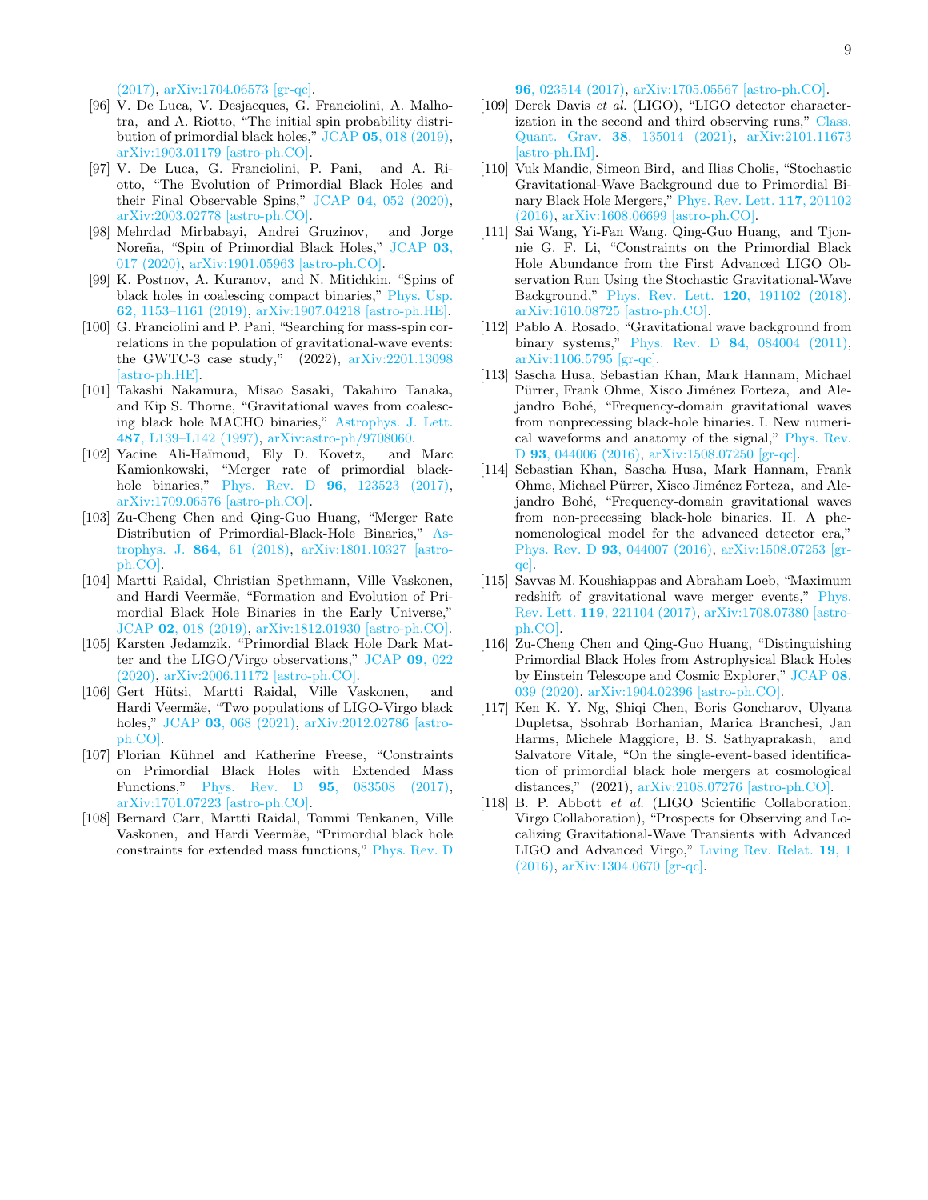(2017), arXiv:1704.06573 [gr-qc].

- [96] V. De Luca, V. Desjacques, G. Franciolini, A. Malhotra, and A. Riotto, "The initial spin probability distribution of primordial black holes," JCAP **05**, 018 (2019), arXiv:1903.01179 [astro-ph.CO].
- [97] V. De Luca, G. Franciolini, P. Pani, and A. Riotto, "The Evolution of Primordial Black Holes and their Final Observable Spins," JCAP **04**, 052 (2020), arXiv:2003.02778 [astro-ph.CO].
- [98] Mehrdad Mirbabayi, Andrei Gruzinov, and Jorge Noreña, "Spin of Primordial Black Holes," JCAP **03**, 017 (2020), arXiv:1901.05963 [astro-ph.CO].
- [99] K. Postnov, A. Kuranov, and N. Mitichkin, "Spins of black holes in coalescing compact binaries," Phys. Usp. **62**, 1153–1161 (2019), arXiv:1907.04218 [astro-ph.HE].
- [100] G. Franciolini and P. Pani, "Searching for mass-spin correlations in the population of gravitational-wave events: the GWTC-3 case study," (2022), arXiv:2201.13098 [astro-ph.HE].
- [101] Takashi Nakamura, Misao Sasaki, Takahiro Tanaka, and Kip S. Thorne, "Gravitational waves from coalescing black hole MACHO binaries," Astrophys. J. Lett. **487**, L139–L142 (1997), arXiv:astro-ph/9708060.
- [102] Yacine Ali-Haïmoud, Ely D. Kovetz, and Marc Kamionkowski, "Merger rate of primordial black-hole binaries," Phys. Rev. D **96**, 123523 (2017), arXiv:1709.06576 [astro-ph.CO].
- [103] Zu-Cheng Chen and Qing-Guo Huang, "Merger Rate Distribution of Primordial-Black-Hole Binaries," Astrophys. J. **864**, 61 (2018), arXiv:1801.10327 [astro-ph.CO].
- [104] Martti Raidal, Christian Spethmann, Ville Vaskonen, and Hardi Veermäe, "Formation and Evolution of Primordial Black Hole Binaries in the Early Universe," JCAP **02**, 018 (2019), arXiv:1812.01930 [astro-ph.CO].
- [105] Karsten Jedamzik, "Primordial Black Hole Dark Matter and the LIGO/Virgo observations," JCAP **09**, 022 (2020), arXiv:2006.11172 [astro-ph.CO].
- [106] Gert Hütsi, Martti Raidal, Ville Vaskonen, and Hardi Veermäe, "Two populations of LIGO-Virgo black holes," JCAP **03**, 068 (2021), arXiv:2012.02786 [astro-ph.CO].
- [107] Florian Kühnel and Katherine Freese, "Constraints on Primordial Black Holes with Extended Mass Functions," Phys. Rev. D **95**, 083508 (2017), arXiv:1701.07223 [astro-ph.CO].
- [108] Bernard Carr, Martti Raidal, Tommi Tenkanen, Ville Vaskonen, and Hardi Veermäe, "Primordial black hole constraints for extended mass functions," Phys. Rev. D **96**, 023514 (2017), arXiv:1705.05567 [astro-ph.CO].
- [109] Derek Davis *et al.* (LIGO), "LIGO detector characterization in the second and third observing runs," Class. Quant. Grav. **38**, 135014 (2021), arXiv:2101.11673 [astro-ph.IM].
- [110] Vuk Mandic, Simeon Bird, and Ilias Cholis, "Stochastic Gravitational-Wave Background due to Primordial Binary Black Hole Mergers," Phys. Rev. Lett. **117**, 201102 (2016), arXiv:1608.06699 [astro-ph.CO].
- [111] Sai Wang, Yi-Fan Wang, Qing-Guo Huang, and Tjonnie G. F. Li, "Constraints on the Primordial Black Hole Abundance from the First Advanced LIGO Observation Run Using the Stochastic Gravitational-Wave Background," Phys. Rev. Lett. **120**, 191102 (2018), arXiv:1610.08725 [astro-ph.CO].
- [112] Pablo A. Rosado, "Gravitational wave background from binary systems," Phys. Rev. D **84**, 084004 (2011), arXiv:1106.5795 [gr-qc].
- [113] Sascha Husa, Sebastian Khan, Mark Hannam, Michael Pürrer, Frank Ohme, Xisco Jiménez Forteza, and Alejandro Bohé, "Frequency-domain gravitational waves from nonprecessing black-hole binaries. I. New numerical waveforms and anatomy of the signal," Phys. Rev. D **93**, 044006 (2016), arXiv:1508.07250 [gr-qc].
- [114] Sebastian Khan, Sascha Husa, Mark Hannam, Frank Ohme, Michael Pürrer, Xisco Jiménez Forteza, and Alejandro Bohé, "Frequency-domain gravitational waves from non-precessing black-hole binaries. II. A phenomenological model for the advanced detector era," Phys. Rev. D **93**, 044007 (2016), arXiv:1508.07253 [gr-qc].
- [115] Savvas M. Koushiappas and Abraham Loeb, "Maximum redshift of gravitational wave merger events," Phys. Rev. Lett. **119**, 221104 (2017), arXiv:1708.07380 [astro-ph.CO].
- [116] Zu-Cheng Chen and Qing-Guo Huang, "Distinguishing Primordial Black Holes from Astrophysical Black Holes by Einstein Telescope and Cosmic Explorer," JCAP **08**, 039 (2020), arXiv:1904.02396 [astro-ph.CO].
- [117] Ken K. Y. Ng, Shiqi Chen, Boris Goncharov, Ulyana Dupletsa, Ssohrab Borhanian, Marica Branchesi, Jan Harms, Michele Maggiore, B. S. Sathyaprakash, and Salvatore Vitale, "On the single-event-based identification of primordial black hole mergers at cosmological distances," (2021), arXiv:2108.07276 [astro-ph.CO].
- [118] B. P. Abbott *et al.* (LIGO Scientific Collaboration, Virgo Collaboration), "Prospects for Observing and Localizing Gravitational-Wave Transients with Advanced LIGO and Advanced Virgo," Living Rev. Relat. **19**, 1 (2016), arXiv:1304.0670 [gr-qc].